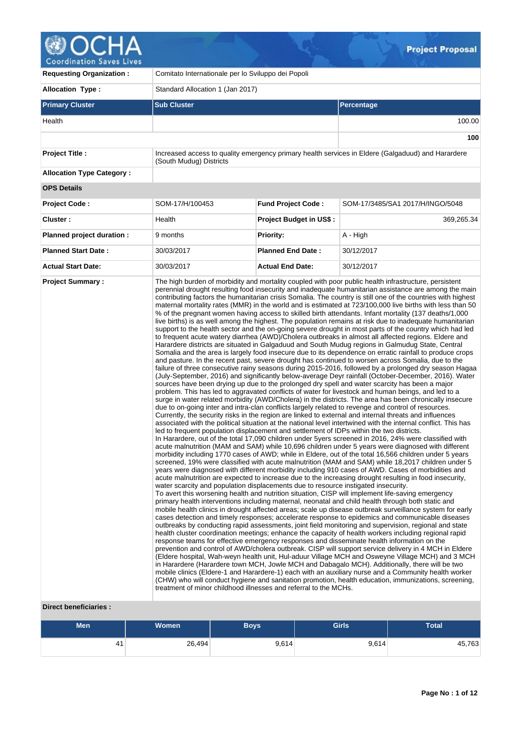# Project Proposal

| | | | |
|---|---|---|---|
| **Requesting Organization :** | Comitato Internationale per lo Sviluppo dei Popoli | | |
| **Allocation Type :** | Standard Allocation 1 (Jan 2017) | | |

| Primary Cluster | Sub Cluster | Percentage |
|---|---|---|
| Health | | 100.00 |
| | | **100** |

| | | | |
|---|---|---|---|
| **Project Title :** | Increased access to quality emergency primary health services in Eldere (Galgaduud) and Hararadere (South Mudug) Districts | | |
| **Allocation Type Category :** | | | |
| **OPS Details** | | | |
| **Project Code :** | SOM-17/H/100453 | **Fund Project Code :** | SOM-17/3485/SA1 2017/H/INGO/5048 |
| **Cluster :** | Health | **Project Budget in US$ :** | 369,265.34 |
| **Planned project duration :** | 9 months | **Priority:** | A - High |
| **Planned Start Date :** | 30/03/2017 | **Planned End Date :** | 30/12/2017 |
| **Actual Start Date:** | 30/03/2017 | **Actual End Date:** | 30/12/2017 |

**Project Summary :**

The high burden of morbidity and mortality coupled with poor public health infrastructure, persistent perennial drought resulting food insecurity and inadequate humanitarian assistance are among the main contributing factors the humanitarian crisis Somalia. The country is still one of the countries with highest maternal mortality rates (MMR) in the world and is estimated at 723/100,000 live births with less than 50 % of the pregnant women having access to skilled birth attendants. Infant mortality (137 deaths/1,000 live births) is as well among the highest. The population remains at risk due to inadequate humanitarian support to the health sector and the on-going severe drought in most parts of the country which had led to frequent acute watery diarrhea (AWD)/Cholera outbreaks in almost all affected regions. Eldere and Harardere districts are situated in Galgaduud and South Mudug regions in Galmudug State, Central Somalia and the area is largely food insecure due to its dependence on erratic rainfall to produce crops and pasture. In the recent past, severe drought has continued to worsen across Somalia, due to the failure of three consecutive rainy seasons during 2015-2016, followed by a prolonged dry season Hagaa (July-September, 2016) and significantly below-average Deyr rainfall (October-December, 2016). Water sources have been drying up due to the prolonged dry spell and water scarcity has been a major problem. This has led to aggravated conflicts of water for livestock and human beings, and led to a surge in water related morbidity (AWD/Cholera) in the districts. The area has been chronically insecure due to on-going inter and intra-clan conflicts largely related to revenge and control of resources. Currently, the security risks in the region are linked to external and internal threats and influences associated with the political situation at the national level intertwined with the internal conflict. This has led to frequent population displacement and settlement of IDPs within the two districts.
In Harardere, out of the total 17,090 children under 5yers screened in 2016, 24% were classified with acute malnutrition (MAM and SAM) while 10,696 children under 5 years were diagnosed with different morbidity including 1770 cases of AWD; while in Eldere, out of the total 16,566 children under 5 years screened, 19% were classified with acute malnutrition (MAM and SAM) while 18,2017 children under 5 years were diagnosed with different morbidity including 910 cases of AWD. Cases of morbidities and acute malnutrition are expected to increase due to the increasing drought resulting in food insecurity, water scarcity and population displacements due to resource instigated insecurity.
To avert this worsening health and nutrition situation, CISP will implement life-saving emergency primary health interventions including maternal, neonatal and child health through both static and mobile health clinics in drought affected areas; scale up disease outbreak surveillance system for early cases detection and timely responses; accelerate response to epidemics and communicable diseases outbreaks by conducting rapid assessments, joint field monitoring and supervision, regional and state health cluster coordination meetings; enhance the capacity of health workers including regional rapid response teams for effective emergency responses and disseminate health information on the prevention and control of AWD/cholera outbreak. CISP will support service delivery in 4 MCH in Eldere (Eldere hospital, Wah-weyn health unit, Hul-aduur Village MCH and Osweyne Village MCH) and 3 MCH in Harardere (Harardere town MCH, Jowle MCH and Dabagalo MCH). Additionally, there will be two mobile clinics (Eldere-1 and Harardere-1) each with an auxiliary nurse and a Community health worker (CHW) who will conduct hygiene and sanitation promotion, health education, immunizations, screening, treatment of minor childhood illnesses and referral to the MCHs.

**Direct beneficiaries :**

| Men | Women | Boys | Girls | Total |
|---|---|---|---|---|
| 41 | 26,494 | 9,614 | 9,614 | 45,763 |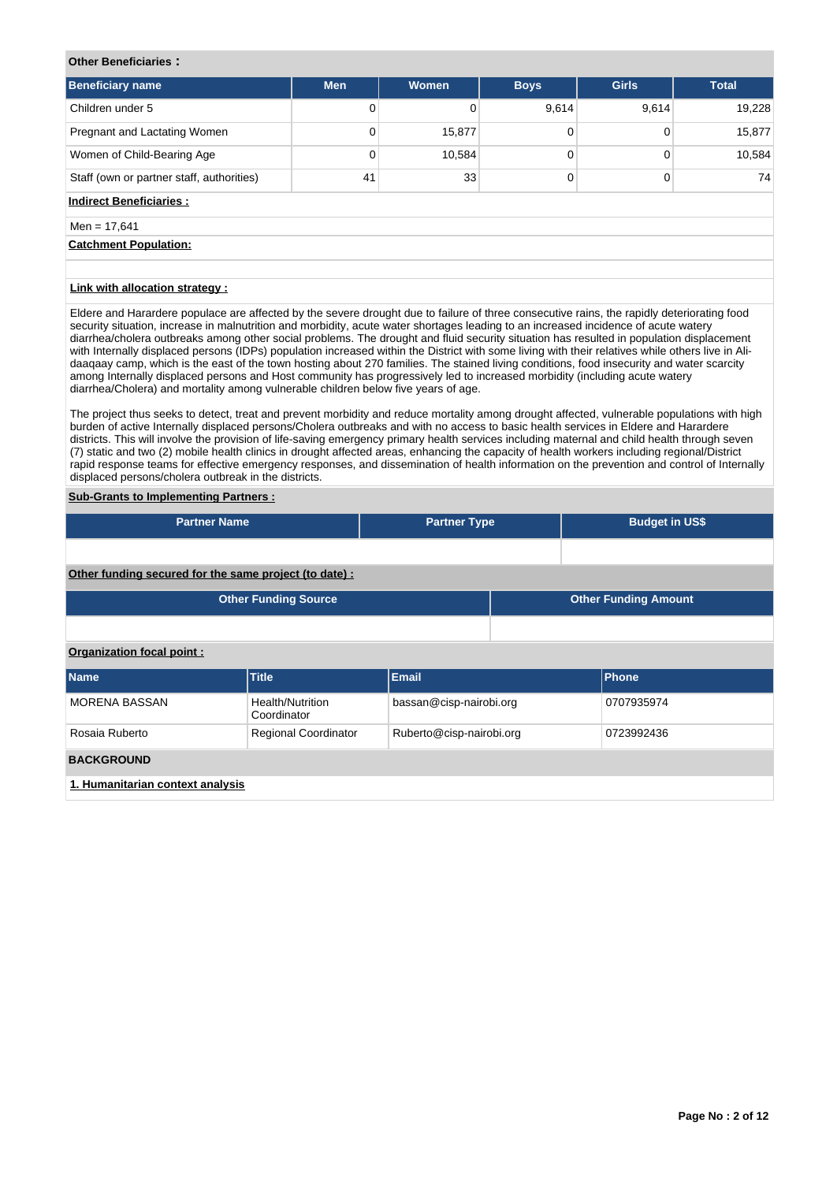**Other Beneficiaries :**

| Beneficiary name | Men | Women | Boys | Girls | Total |
|---|---|---|---|---|---|
| Children under 5 | 0 | 0 | 9,614 | 9,614 | 19,228 |
| Pregnant and Lactating Women | 0 | 15,877 | 0 | 0 | 15,877 |
| Women of Child-Bearing Age | 0 | 10,584 | 0 | 0 | 10,584 |
| Staff (own or partner staff, authorities) | 41 | 33 | 0 | 0 | 74 |

**Indirect Beneficiaries :**

Men = 17,641

**Catchment Population:**

**Link with allocation strategy :**

Eldere and Harardere populace are affected by the severe drought due to failure of three consecutive rains, the rapidly deteriorating food security situation, increase in malnutrition and morbidity, acute water shortages leading to an increased incidence of acute watery diarrhea/cholera outbreaks among other social problems. The drought and fluid security situation has resulted in population displacement with Internally displaced persons (IDPs) population increased within the District with some living with their relatives while others live in Ali-daaqaay camp, which is the east of the town hosting about 270 families. The stained living conditions, food insecurity and water scarcity among Internally displaced persons and Host community has progressively led to increased morbidity (including acute watery diarrhea/Cholera) and mortality among vulnerable children below five years of age.

The project thus seeks to detect, treat and prevent morbidity and reduce mortality among drought affected, vulnerable populations with high burden of active Internally displaced persons/Cholera outbreaks and with no access to basic health services in Eldere and Harardere districts. This will involve the provision of life-saving emergency primary health services including maternal and child health through seven (7) static and two (2) mobile health clinics in drought affected areas, enhancing the capacity of health workers including regional/District rapid response teams for effective emergency responses, and dissemination of health information on the prevention and control of Internally displaced persons/cholera outbreak in the districts.

**Sub-Grants to Implementing Partners :**

| Partner Name | Partner Type | Budget in US$ |
|---|---|---|
| | | |

**Other funding secured for the same project (to date) :**

| Other Funding Source | Other Funding Amount |
|---|---|
| | |

**Organization focal point :**

| Name | Title | Email | Phone |
|---|---|---|---|
| MORENA BASSAN | Health/Nutrition Coordinator | bassan@cisp-nairobi.org | 0707935974 |
| Rosaia Ruberto | Regional Coordinator | Ruberto@cisp-nairobi.org | 0723992436 |

**BACKGROUND**

**1. Humanitarian context analysis**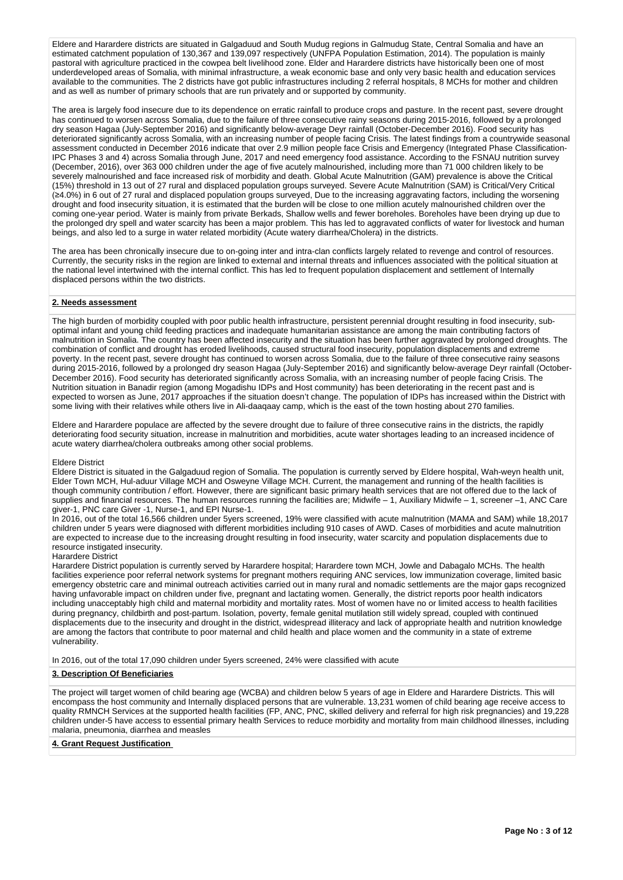Eldere and Harardere districts are situated in Galgaduud and South Mudug regions in Galmudug State, Central Somalia and have an estimated catchment population of 130,367 and 139,097 respectively (UNFPA Population Estimation, 2014). The population is mainly pastoral with agriculture practiced in the cowpea belt livelihood zone. Elder and Harardere districts have historically been one of most underdeveloped areas of Somalia, with minimal infrastructure, a weak economic base and only very basic health and education services available to the communities. The 2 districts have got public infrastructures including 2 referral hospitals, 8 MCHs for mother and children and as well as number of primary schools that are run privately and or supported by community.

The area is largely food insecure due to its dependence on erratic rainfall to produce crops and pasture. In the recent past, severe drought has continued to worsen across Somalia, due to the failure of three consecutive rainy seasons during 2015-2016, followed by a prolonged dry season Hagaa (July-September 2016) and significantly below-average Deyr rainfall (October-December 2016). Food security has deteriorated significantly across Somalia, with an increasing number of people facing Crisis. The latest findings from a countrywide seasonal assessment conducted in December 2016 indicate that over 2.9 million people face Crisis and Emergency (Integrated Phase Classification-IPC Phases 3 and 4) across Somalia through June, 2017 and need emergency food assistance. According to the FSNAU nutrition survey (December, 2016), over 363 000 children under the age of five acutely malnourished, including more than 71 000 children likely to be severely malnourished and face increased risk of morbidity and death. Global Acute Malnutrition (GAM) prevalence is above the Critical (15%) threshold in 13 out of 27 rural and displaced population groups surveyed. Severe Acute Malnutrition (SAM) is Critical/Very Critical (≥4.0%) in 6 out of 27 rural and displaced population groups surveyed, Due to the increasing aggravating factors, including the worsening drought and food insecurity situation, it is estimated that the burden will be close to one million acutely malnourished children over the coming one-year period. Water is mainly from private Berkads, Shallow wells and fewer boreholes. Boreholes have been drying up due to the prolonged dry spell and water scarcity has been a major problem. This has led to aggravated conflicts of water for livestock and human beings, and also led to a surge in water related morbidity (Acute watery diarrhea/Cholera) in the districts.

The area has been chronically insecure due to on-going inter and intra-clan conflicts largely related to revenge and control of resources. Currently, the security risks in the region are linked to external and internal threats and influences associated with the political situation at the national level intertwined with the internal conflict. This has led to frequent population displacement and settlement of Internally displaced persons within the two districts.

## 2. Needs assessment

The high burden of morbidity coupled with poor public health infrastructure, persistent perennial drought resulting in food insecurity, sub-optimal infant and young child feeding practices and inadequate humanitarian assistance are among the main contributing factors of malnutrition in Somalia. The country has been affected insecurity and the situation has been further aggravated by prolonged droughts. The combination of conflict and drought has eroded livelihoods, caused structural food insecurity, population displacements and extreme poverty. In the recent past, severe drought has continued to worsen across Somalia, due to the failure of three consecutive rainy seasons during 2015-2016, followed by a prolonged dry season Hagaa (July-September 2016) and significantly below-average Deyr rainfall (October-December 2016). Food security has deteriorated significantly across Somalia, with an increasing number of people facing Crisis. The Nutrition situation in Banadir region (among Mogadishu IDPs and Host community) has been deteriorating in the recent past and is expected to worsen as June, 2017 approaches if the situation doesn't change. The population of IDPs has increased within the District with some living with their relatives while others live in Ali-daaqaay camp, which is the east of the town hosting about 270 families.

Eldere and Harardere populace are affected by the severe drought due to failure of three consecutive rains in the districts, the rapidly deteriorating food security situation, increase in malnutrition and morbidities, acute water shortages leading to an increased incidence of acute watery diarrhea/cholera outbreaks among other social problems.

Eldere District
Eldere District is situated in the Galgaduud region of Somalia. The population is currently served by Eldere hospital, Wah-weyn health unit, Elder Town MCH, Hul-aduur Village MCH and Osweyne Village MCH. Current, the management and running of the health facilities is though community contribution / effort. However, there are significant basic primary health services that are not offered due to the lack of supplies and financial resources. The human resources running the facilities are; Midwife – 1, Auxiliary Midwife – 1, screener –1, ANC Care giver-1, PNC care Giver -1, Nurse-1, and EPI Nurse-1.
In 2016, out of the total 16,566 children under 5yers screened, 19% were classified with acute malnutrition (MAMA and SAM) while 18,2017 children under 5 years were diagnosed with different morbidities including 910 cases of AWD. Cases of morbidities and acute malnutrition are expected to increase due to the increasing drought resulting in food insecurity, water scarcity and population displacements due to resource instigated insecurity.
Harardere District
Harardere District population is currently served by Harardere hospital; Harardere town MCH, Jowle and Dabagalo MCHs. The health facilities experience poor referral network systems for pregnant mothers requiring ANC services, low immunization coverage, limited basic emergency obstetric care and minimal outreach activities carried out in many rural and nomadic settlements are the major gaps recognized having unfavorable impact on children under five, pregnant and lactating women. Generally, the district reports poor health indicators including unacceptably high child and maternal morbidity and mortality rates. Most of women have no or limited access to health facilities during pregnancy, childbirth and post-partum. Isolation, poverty, female genital mutilation still widely spread, coupled with continued displacements due to the insecurity and drought in the district, widespread illiteracy and lack of appropriate health and nutrition knowledge are among the factors that contribute to poor maternal and child health and place women and the community in a state of extreme vulnerability.

In 2016, out of the total 17,090 children under 5yers screened, 24% were classified with acute

## 3. Description Of Beneficiaries

The project will target women of child bearing age (WCBA) and children below 5 years of age in Eldere and Harardere Districts. This will encompass the host community and Internally displaced persons that are vulnerable. 13,231 women of child bearing age receive access to quality RMNCH Services at the supported health facilities (FP, ANC, PNC, skilled delivery and referral for high risk pregnancies) and 19,228 children under-5 have access to essential primary health Services to reduce morbidity and mortality from main childhood illnesses, including malaria, pneumonia, diarrhea and measles

## 4. Grant Request Justification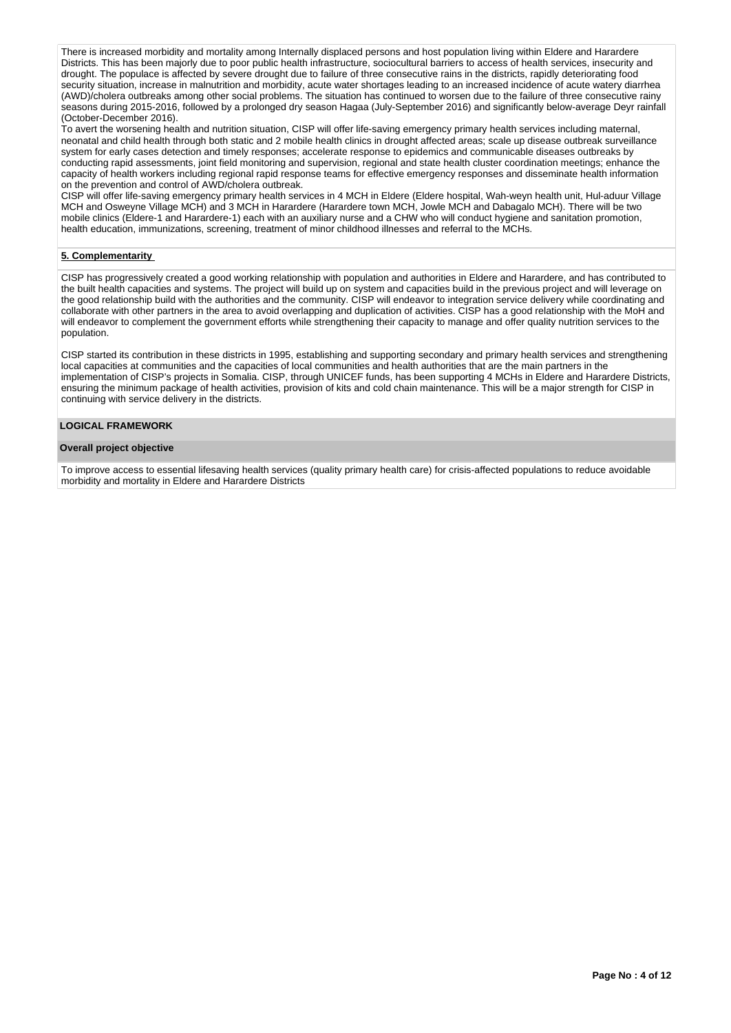There is increased morbidity and mortality among Internally displaced persons and host population living within Eldere and Harardere Districts. This has been majorly due to poor public health infrastructure, sociocultural barriers to access of health services, insecurity and drought. The populace is affected by severe drought due to failure of three consecutive rains in the districts, rapidly deteriorating food security situation, increase in malnutrition and morbidity, acute water shortages leading to an increased incidence of acute watery diarrhea (AWD)/cholera outbreaks among other social problems. The situation has continued to worsen due to the failure of three consecutive rainy seasons during 2015-2016, followed by a prolonged dry season Hagaa (July-September 2016) and significantly below-average Deyr rainfall (October-December 2016).

To avert the worsening health and nutrition situation, CISP will offer life-saving emergency primary health services including maternal, neonatal and child health through both static and 2 mobile health clinics in drought affected areas; scale up disease outbreak surveillance system for early cases detection and timely responses; accelerate response to epidemics and communicable diseases outbreaks by conducting rapid assessments, joint field monitoring and supervision, regional and state health cluster coordination meetings; enhance the capacity of health workers including regional rapid response teams for effective emergency responses and disseminate health information on the prevention and control of AWD/cholera outbreak.

CISP will offer life-saving emergency primary health services in 4 MCH in Eldere (Eldere hospital, Wah-weyn health unit, Hul-aduur Village MCH and Osweyne Village MCH) and 3 MCH in Harardere (Harardere town MCH, Jowle MCH and Dabagalo MCH). There will be two mobile clinics (Eldere-1 and Harardere-1) each with an auxiliary nurse and a CHW who will conduct hygiene and sanitation promotion, health education, immunizations, screening, treatment of minor childhood illnesses and referral to the MCHs.

## 5. Complementarity

CISP has progressively created a good working relationship with population and authorities in Eldere and Harardere, and has contributed to the built health capacities and systems. The project will build up on system and capacities build in the previous project and will leverage on the good relationship build with the authorities and the community. CISP will endeavor to integration service delivery while coordinating and collaborate with other partners in the area to avoid overlapping and duplication of activities. CISP has a good relationship with the MoH and will endeavor to complement the government efforts while strengthening their capacity to manage and offer quality nutrition services to the population.

CISP started its contribution in these districts in 1995, establishing and supporting secondary and primary health services and strengthening local capacities at communities and the capacities of local communities and health authorities that are the main partners in the implementation of CISP's projects in Somalia. CISP, through UNICEF funds, has been supporting 4 MCHs in Eldere and Harardere Districts, ensuring the minimum package of health activities, provision of kits and cold chain maintenance. This will be a major strength for CISP in continuing with service delivery in the districts.

## LOGICAL FRAMEWORK

### Overall project objective

To improve access to essential lifesaving health services (quality primary health care) for crisis-affected populations to reduce avoidable morbidity and mortality in Eldere and Harardere Districts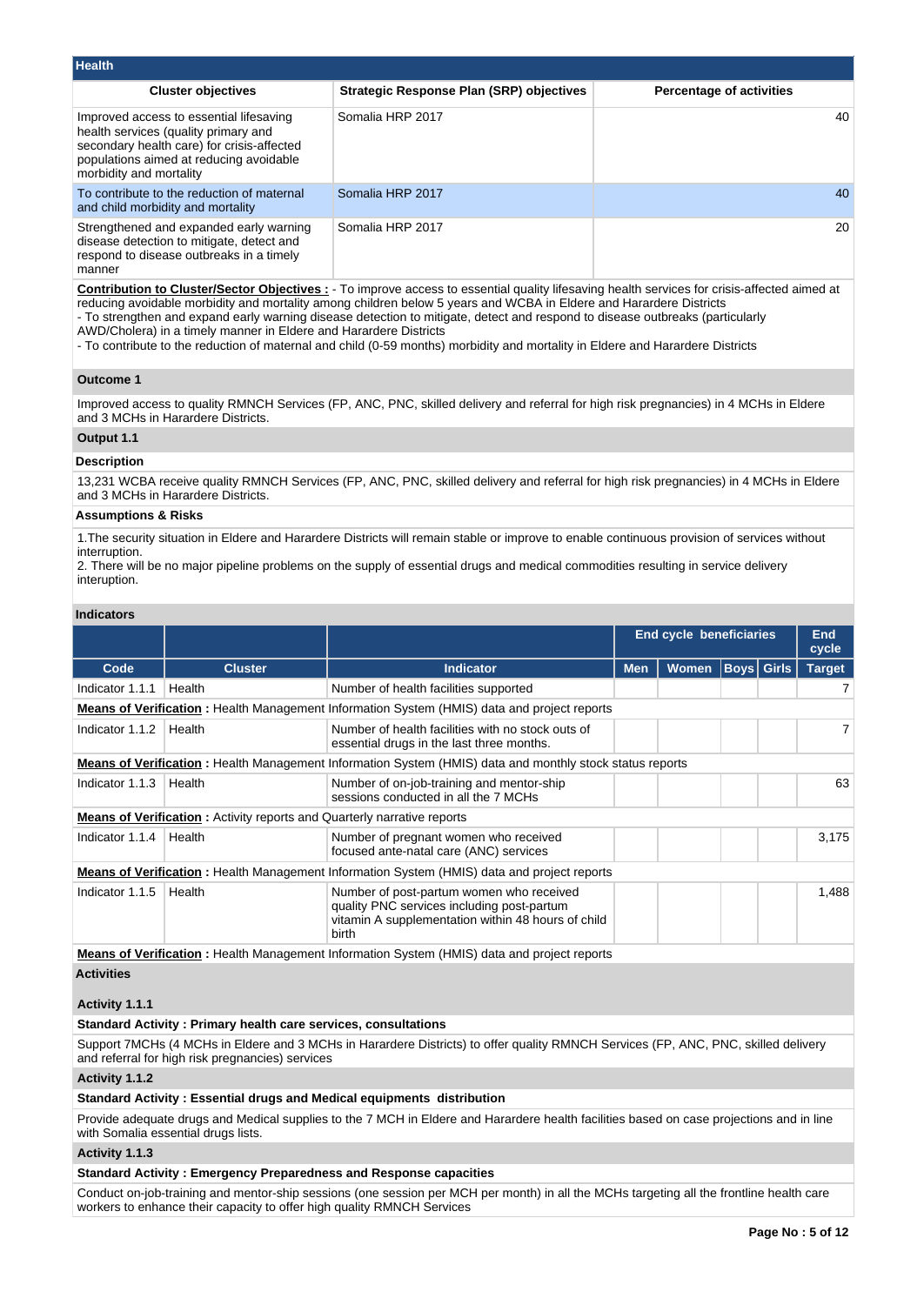## Health

| Cluster objectives | Strategic Response Plan (SRP) objectives | Percentage of activities |
|---|---|---|
| Improved access to essential lifesaving health services (quality primary and secondary health care) for crisis-affected populations aimed at reducing avoidable morbidity and mortality | Somalia HRP 2017 | 40 |
| To contribute to the reduction of maternal and child morbidity and mortality | Somalia HRP 2017 | 40 |
| Strengthened and expanded early warning disease detection to mitigate, detect and respond to disease outbreaks in a timely manner | Somalia HRP 2017 | 20 |

**Contribution to Cluster/Sector Objectives :** - To improve access to essential quality lifesaving health services for crisis-affected aimed at reducing avoidable morbidity and mortality among children below 5 years and WCBA in Eldere and Harardere Districts
- To strengthen and expand early warning disease detection to mitigate, detect and respond to disease outbreaks (particularly AWD/Cholera) in a timely manner in Eldere and Harardere Districts
- To contribute to the reduction of maternal and child (0-59 months) morbidity and mortality in Eldere and Harardere Districts

### Outcome 1

Improved access to quality RMNCH Services (FP, ANC, PNC, skilled delivery and referral for high risk pregnancies) in 4 MCHs in Eldere and 3 MCHs in Harardere Districts.

### Output 1.1

**Description**

13,231 WCBA receive quality RMNCH Services (FP, ANC, PNC, skilled delivery and referral for high risk pregnancies) in 4 MCHs in Eldere and 3 MCHs in Harardere Districts.

**Assumptions & Risks**

1.The security situation in Eldere and Harardere Districts will remain stable or improve to enable continuous provision of services without interruption.
2. There will be no major pipeline problems on the supply of essential drugs and medical commodities resulting in service delivery interuption.

**Indicators**

| | | | End cycle beneficiaries | | | | End cycle |
|---|---|---|---|---|---|---|---|
| Code | Cluster | Indicator | Men | Women | Boys | Girls | Target |
| Indicator 1.1.1 | Health | Number of health facilities supported | | | | | 7 |
| **Means of Verification :** Health Management Information System (HMIS) data and project reports | | | | | | | |
| Indicator 1.1.2 | Health | Number of health facilities with no stock outs of essential drugs in the last three months. | | | | | 7 |
| **Means of Verification :** Health Management Information System (HMIS) data and monthly stock status reports | | | | | | | |
| Indicator 1.1.3 | Health | Number of on-job-training and mentor-ship sessions conducted in all the 7 MCHs | | | | | 63 |
| **Means of Verification :** Activity reports and Quarterly narrative reports | | | | | | | |
| Indicator 1.1.4 | Health | Number of pregnant women who received focused ante-natal care (ANC) services | | | | | 3,175 |
| **Means of Verification :** Health Management Information System (HMIS) data and project reports | | | | | | | |
| Indicator 1.1.5 | Health | Number of post-partum women who received quality PNC services including post-partum vitamin A supplementation within 48 hours of child birth | | | | | 1,488 |
| **Means of Verification :** Health Management Information System (HMIS) data and project reports | | | | | | | |

**Activities**

**Activity 1.1.1**

**Standard Activity : Primary health care services, consultations**

Support 7MCHs (4 MCHs in Eldere and 3 MCHs in Harardere Districts) to offer quality RMNCH Services (FP, ANC, PNC, skilled delivery and referral for high risk pregnancies) services

**Activity 1.1.2**

**Standard Activity : Essential drugs and Medical equipments distribution**

Provide adequate drugs and Medical supplies to the 7 MCH in Eldere and Harardere health facilities based on case projections and in line with Somalia essential drugs lists.

**Activity 1.1.3**

**Standard Activity : Emergency Preparedness and Response capacities**

Conduct on-job-training and mentor-ship sessions (one session per MCH per month) in all the MCHs targeting all the frontline health care workers to enhance their capacity to offer high quality RMNCH Services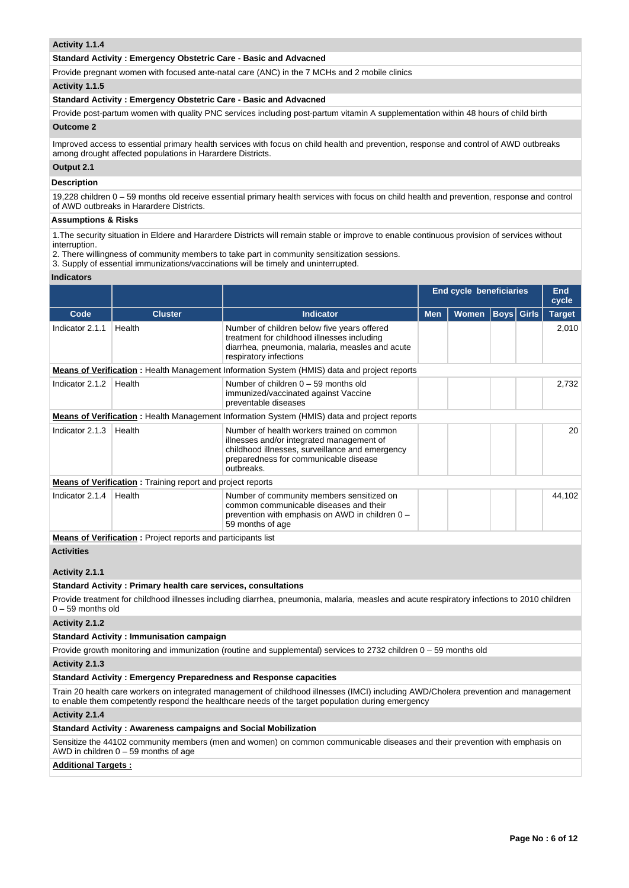**Activity 1.1.4**

**Standard Activity : Emergency Obstetric Care - Basic and Advacned**

Provide pregnant women with focused ante-natal care (ANC) in the 7 MCHs and 2 mobile clinics

**Activity 1.1.5**

**Standard Activity : Emergency Obstetric Care - Basic and Advacned**

Provide post-partum women with quality PNC services including post-partum vitamin A supplementation within 48 hours of child birth

**Outcome 2**

Improved access to essential primary health services with focus on child health and prevention, response and control of AWD outbreaks among drought affected populations in Hararadere Districts.

**Output 2.1**

**Description**

19,228 children 0 – 59 months old receive essential primary health services with focus on child health and prevention, response and control of AWD outbreaks in Hararadere Districts.

**Assumptions & Risks**

1.The security situation in Eldere and Harardere Districts will remain stable or improve to enable continuous provision of services without interruption.
2. There willingness of community members to take part in community sensitization sessions.
3. Supply of essential immunizations/vaccinations will be timely and uninterrupted.

**Indicators**

| | | | End cycle beneficiaries | | | | End cycle |
|---|---|---|---|---|---|---|---|
| **Code** | **Cluster** | **Indicator** | **Men** | **Women** | **Boys** | **Girls** | **Target** |
| Indicator 2.1.1 | Health | Number of children below five years offered treatment for childhood illnesses including diarrhea, pneumonia, malaria, measles and acute respiratory infections | | | | | 2,010 |
| **Means of Verification :** Health Management Information System (HMIS) data and project reports | | | | | | | |
| Indicator 2.1.2 | Health | Number of children 0 – 59 months old immunized/vaccinated against Vaccine preventable diseases | | | | | 2,732 |
| **Means of Verification :** Health Management Information System (HMIS) data and project reports | | | | | | | |
| Indicator 2.1.3 | Health | Number of health workers trained on common illnesses and/or integrated management of childhood illnesses, surveillance and emergency preparedness for communicable disease outbreaks. | | | | | 20 |
| **Means of Verification :** Training report and project reports | | | | | | | |
| Indicator 2.1.4 | Health | Number of community members sensitized on common communicable diseases and their prevention with emphasis on AWD in children 0 – 59 months of age | | | | | 44,102 |
| **Means of Verification :** Project reports and participants list | | | | | | | |

**Activities**

**Activity 2.1.1**

**Standard Activity : Primary health care services, consultations**

Provide treatment for childhood illnesses including diarrhea, pneumonia, malaria, measles and acute respiratory infections to 2010 children 0 – 59 months old

**Activity 2.1.2**

**Standard Activity : Immunisation campaign**

Provide growth monitoring and immunization (routine and supplemental) services to 2732 children 0 – 59 months old

**Activity 2.1.3**

**Standard Activity : Emergency Preparedness and Response capacities**

Train 20 health care workers on integrated management of childhood illnesses (IMCI) including AWD/Cholera prevention and management to enable them competently respond the healthcare needs of the target population during emergency

**Activity 2.1.4**

**Standard Activity : Awareness campaigns and Social Mobilization**

Sensitize the 44102 community members (men and women) on common communicable diseases and their prevention with emphasis on AWD in children 0 – 59 months of age

**Additional Targets :**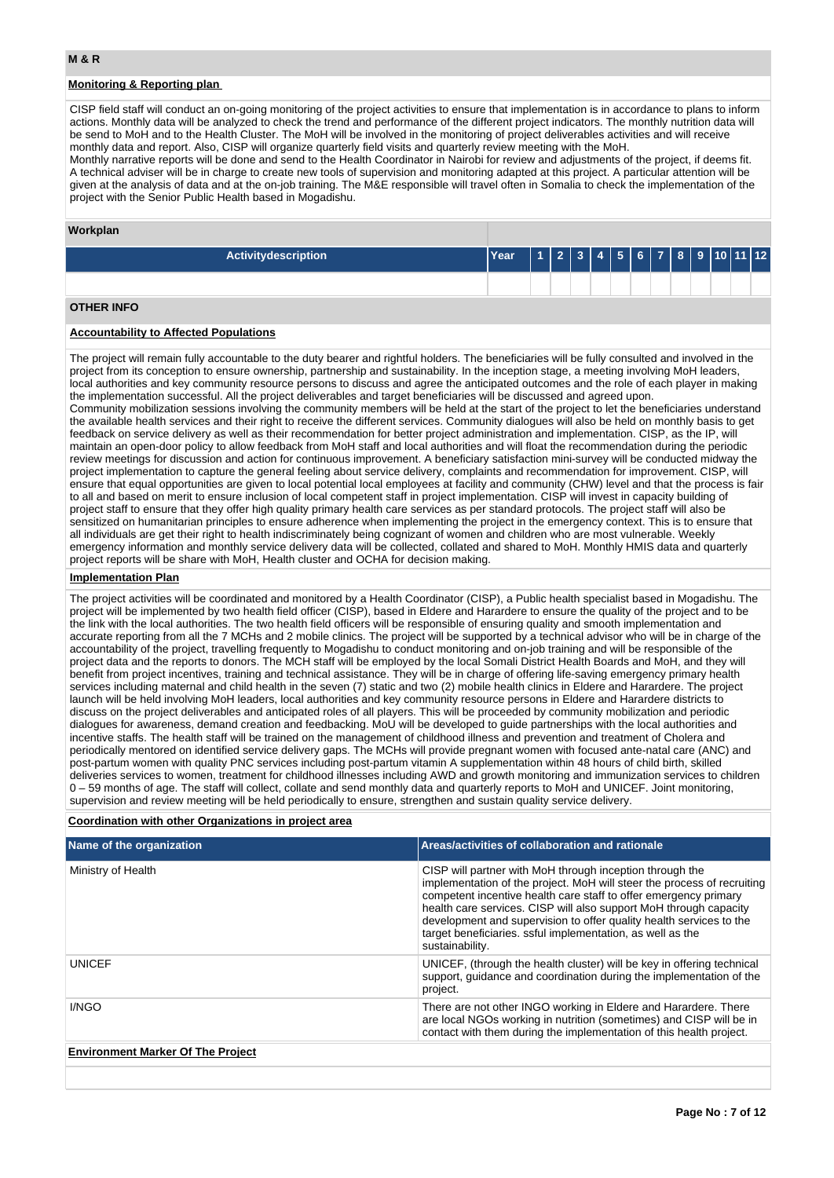## M & R

### Monitoring & Reporting plan

CISP field staff will conduct an on-going monitoring of the project activities to ensure that implementation is in accordance to plans to inform actions. Monthly data will be analyzed to check the trend and performance of the different project indicators. The monthly nutrition data will be send to MoH and to the Health Cluster. The MoH will be involved in the monitoring of project deliverables activities and will receive monthly data and report. Also, CISP will organize quarterly field visits and quarterly review meeting with the MoH.
Monthly narrative reports will be done and send to the Health Coordinator in Nairobi for review and adjustments of the project, if deems fit. A technical adviser will be in charge to create new tools of supervision and monitoring adapted at this project. A particular attention will be given at the analysis of data and at the on-job training. The M&E responsible will travel often in Somalia to check the implementation of the project with the Senior Public Health based in Mogadishu.

### Workplan

| Activitydescription | Year | 1 | 2 | 3 | 4 | 5 | 6 | 7 | 8 | 9 | 10 | 11 | 12 |
|---|---|---|---|---|---|---|---|---|---|---|---|---|---|
| | | | | | | | | | | | | | |

## OTHER INFO

### Accountability to Affected Populations

The project will remain fully accountable to the duty bearer and rightful holders. The beneficiaries will be fully consulted and involved in the project from its conception to ensure ownership, partnership and sustainability. In the inception stage, a meeting involving MoH leaders, local authorities and key community resource persons to discuss and agree the anticipated outcomes and the role of each player in making the implementation successful. All the project deliverables and target beneficiaries will be discussed and agreed upon.
Community mobilization sessions involving the community members will be held at the start of the project to let the beneficiaries understand the available health services and their right to receive the different services. Community dialogues will also be held on monthly basis to get feedback on service delivery as well as their recommendation for better project administration and implementation. CISP, as the IP, will maintain an open-door policy to allow feedback from MoH staff and local authorities and will float the recommendation during the periodic review meetings for discussion and action for continuous improvement. A beneficiary satisfaction mini-survey will be conducted midway the project implementation to capture the general feeling about service delivery, complaints and recommendation for improvement. CISP, will ensure that equal opportunities are given to local potential local employees at facility and community (CHW) level and that the process is fair to all and based on merit to ensure inclusion of local competent staff in project implementation. CISP will invest in capacity building of project staff to ensure that they offer high quality primary health care services as per standard protocols. The project staff will also be sensitized on humanitarian principles to ensure adherence when implementing the project in the emergency context. This is to ensure that all individuals are get their right to health indiscriminately being cognizant of women and children who are most vulnerable. Weekly emergency information and monthly service delivery data will be collected, collated and shared to MoH. Monthly HMIS data and quarterly project reports will be share with MoH, Health cluster and OCHA for decision making.

### Implementation Plan

The project activities will be coordinated and monitored by a Health Coordinator (CISP), a Public health specialist based in Mogadishu. The project will be implemented by two health field officer (CISP), based in Eldere and Harardere to ensure the quality of the project and to be the link with the local authorities. The two health field officers will be responsible of ensuring quality and smooth implementation and accurate reporting from all the 7 MCHs and 2 mobile clinics. The project will be supported by a technical advisor who will be in charge of the accountability of the project, travelling frequently to Mogadishu to conduct monitoring and on-job training and will be responsible of the project data and the reports to donors. The MCH staff will be employed by the local Somali District Health Boards and MoH, and they will benefit from project incentives, training and technical assistance. They will be in charge of offering life-saving emergency primary health services including maternal and child health in the seven (7) static and two (2) mobile health clinics in Eldere and Harardere. The project launch will be held involving MoH leaders, local authorities and key community resource persons in Eldere and Harardere districts to discuss on the project deliverables and anticipated roles of all players. This will be proceeded by community mobilization and periodic dialogues for awareness, demand creation and feedbacking. MoU will be developed to guide partnerships with the local authorities and incentive staffs. The health staff will be trained on the management of childhood illness and prevention and treatment of Cholera and periodically mentored on identified service delivery gaps. The MCHs will provide pregnant women with focused ante-natal care (ANC) and post-partum women with quality PNC services including post-partum vitamin A supplementation within 48 hours of child birth, skilled deliveries services to women, treatment for childhood illnesses including AWD and growth monitoring and immunization services to children 0 – 59 months of age. The staff will collect, collate and send monthly data and quarterly reports to MoH and UNICEF. Joint monitoring, supervision and review meeting will be held periodically to ensure, strengthen and sustain quality service delivery.

### Coordination with other Organizations in project area

| Name of the organization | Areas/activities of collaboration and rationale |
|---|---|
| Ministry of Health | CISP will partner with MoH through inception through the implementation of the project. MoH will steer the process of recruiting competent incentive health care staff to offer emergency primary health care services. CISP will also support MoH through capacity development and supervision to offer quality health services to the target beneficiaries. ssful implementation, as well as the sustainability. |
| UNICEF | UNICEF, (through the health cluster) will be key in offering technical support, guidance and coordination during the implementation of the project. |
| I/NGO | There are not other INGO working in Eldere and Harardere. There are local NGOs working in nutrition (sometimes) and CISP will be in contact with them during the implementation of this health project. |

### Environment Marker Of The Project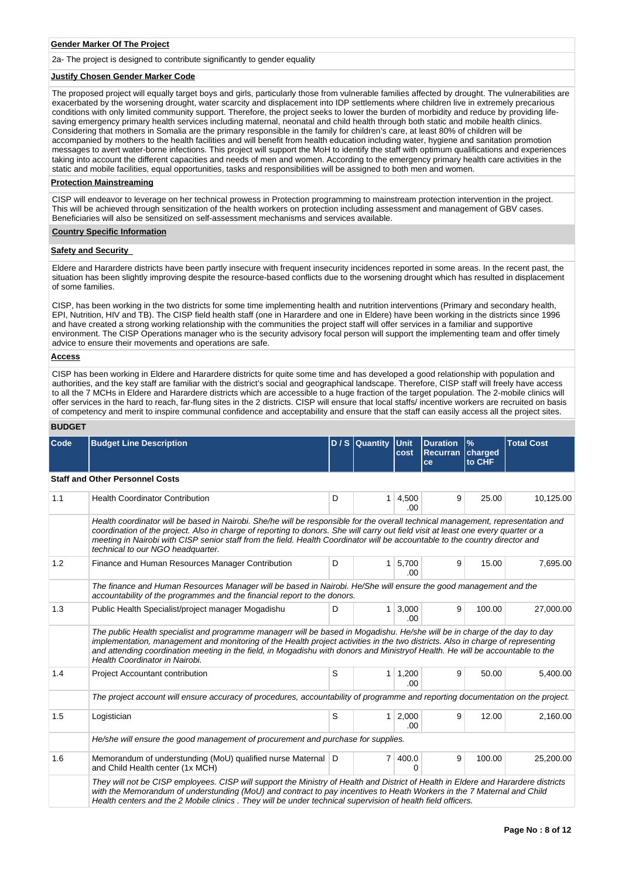**Gender Marker Of The Project**

2a- The project is designed to contribute significantly to gender equality

**Justify Chosen Gender Marker Code**

The proposed project will equally target boys and girls, particularly those from vulnerable families affected by drought. The vulnerabilities are exacerbated by the worsening drought, water scarcity and displacement into IDP settlements where children live in extremely precarious conditions with only limited community support. Therefore, the project seeks to lower the burden of morbidity and reduce by providing life-saving emergency primary health services including maternal, neonatal and child health through both static and mobile health clinics. Considering that mothers in Somalia are the primary responsible in the family for children's care, at least 80% of children will be accompanied by mothers to the health facilities and will benefit from health education including water, hygiene and sanitation promotion messages to avert water-borne infections. This project will support the MoH to identify the staff with optimum qualifications and experiences taking into account the different capacities and needs of men and women. According to the emergency primary health care activities in the static and mobile facilities, equal opportunities, tasks and responsibilities will be assigned to both men and women.

**Protection Mainstreaming**

CISP will endeavor to leverage on her technical prowess in Protection programming to mainstream protection intervention in the project. This will be achieved through sensitization of the health workers on protection including assessment and management of GBV cases. Beneficiaries will also be sensitized on self-assessment mechanisms and services available.

**Country Specific Information**

**Safety and Security**

Eldere and Harardere districts have been partly insecure with frequent insecurity incidences reported in some areas. In the recent past, the situation has been slightly improving despite the resource-based conflicts due to the worsening drought which has resulted in displacement of some families.

CISP, has been working in the two districts for some time implementing health and nutrition interventions (Primary and secondary health, EPI, Nutrition, HIV and TB). The CISP field health staff (one in Harardere and one in Eldere) have been working in the districts since 1996 and have created a strong working relationship with the communities the project staff will offer services in a familiar and supportive environment. The CISP Operations manager who is the security advisory focal person will support the implementing team and offer timely advice to ensure their movements and operations are safe.

**Access**

CISP has been working in Eldere and Harardere districts for quite some time and has developed a good relationship with population and authorities, and the key staff are familiar with the district's social and geographical landscape. Therefore, CISP staff will freely have access to all the 7 MCHs in Eldere and Harardere districts which are accessible to a huge fraction of the target population. The 2-mobile clinics will offer services in the hard to reach, far-flung sites in the 2 districts. CISP will ensure that local staffs/ incentive workers are recruited on basis of competency and merit to inspire communal confidence and acceptability and ensure that the staff can easily access all the project sites.

**BUDGET**

| Code | Budget Line Description | D / S | Quantity | Unit cost | Duration Recurrance | % charged to CHF | Total Cost |
|---|---|---|---|---|---|---|---|
| **Staff and Other Personnel Costs** | | | | | | | |
| 1.1 | Health Coordinator Contribution | D | 1 | 4,500.00 | 9 | 25.00 | 10,125.00 |
| | *Health coordinator will be based in Nairobi. She/he will be responsible for the overall technical management, representation and coordination of the project. Also in charge of reporting to donors. She will carry out field visit at least one every quarter or a meeting in Nairobi with CISP senior staff from the field. Health Coordinator will be accountable to the country director and technical to our NGO headquarter.* | | | | | | |
| 1.2 | Finance and Human Resources Manager Contribution | D | 1 | 5,700.00 | 9 | 15.00 | 7,695.00 |
| | *The finance and Human Resources Manager will be based in Nairobi. He/She will ensure the good management and the accountability of the programmes and the financial report to the donors.* | | | | | | |
| 1.3 | Public Health Specialist/project manager Mogadishu | D | 1 | 3,000.00 | 9 | 100.00 | 27,000.00 |
| | *The public Health specialist and programme managerr will be based in Mogadishu. He/she will be in charge of the day to day implementation, management and monitoring of the Health project activities in the two districts. Also in charge of representing and attending coordination meeting in the field, in Mogadishu with donors and Ministryof Health. He will be accountable to the Health Coordinator in Nairobi.* | | | | | | |
| 1.4 | Project Accountant contribution | S | 1 | 1,200.00 | 9 | 50.00 | 5,400.00 |
| | *The project account will ensure accuracy of procedures, accountability of programme and reporting documentation on the project.* | | | | | | |
| 1.5 | Logistician | S | 1 | 2,000.00 | 9 | 12.00 | 2,160.00 |
| | *He/she will ensure the good management of procurement and purchase for supplies.* | | | | | | |
| 1.6 | Memorandum of understanding (MoU) qualified nurse Maternal and Child Health center (1x MCH) | D | 7 | 400.00 | 9 | 100.00 | 25,200.00 |
| | *They will not be CISP employees. CISP will support the Ministry of Health and District of Health in Eldere and Harardere districts with the Memorandum of understanding (MoU) and contract to pay incentives to Heath Workers in the 7 Maternal and Child Health centers and the 2 Mobile clinics . They will be under technical supervision of health field officers.* | | | | | | |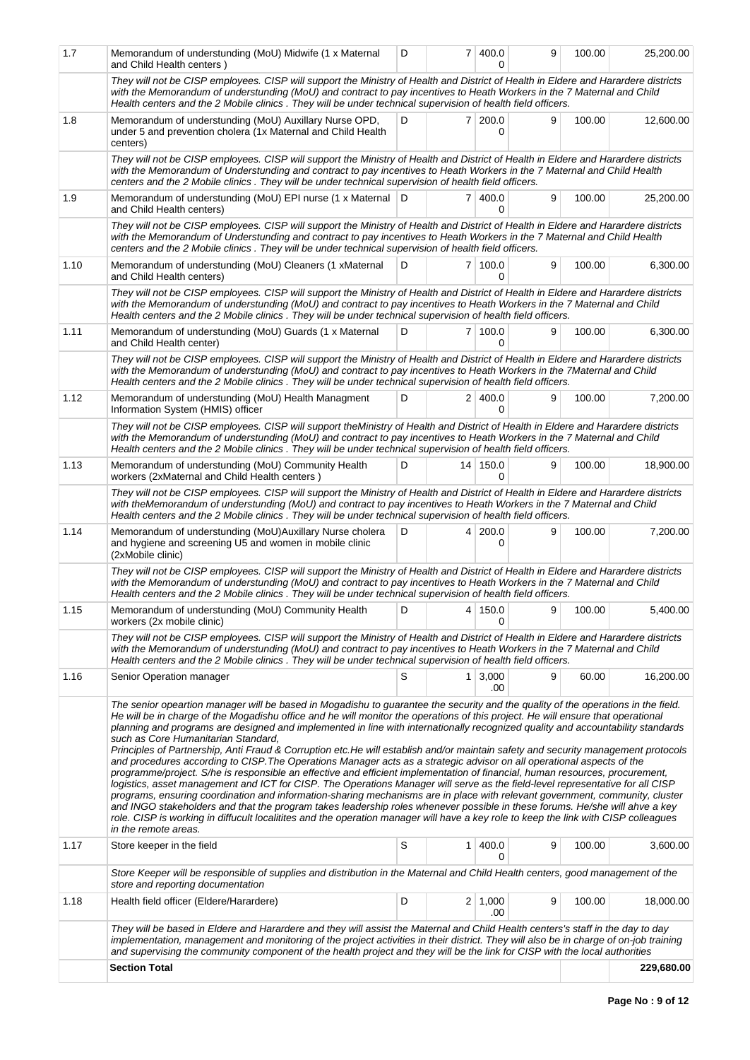| | | | | | | | |
|---|---|---|---|---|---|---|---|
| 1.7 | Memorandum of understunding (MoU) Midwife (1 x Maternal and Child Health centers ) | D | 7 | 400.00 | 9 | 100.00 | 25,200.00 |
| | *They will not be CISP employees. CISP will support the Ministry of Health and District of Health in Eldere and Harardere districts with the Memorandum of understunding (MoU) and contract to pay incentives to Heath Workers in the 7 Maternal and Child Health centers and the 2 Mobile clinics . They will be under technical supervision of health field officers.* | | | | | | |
| 1.8 | Memorandum of understunding (MoU) Auxillary Nurse OPD, under 5 and prevention cholera (1x Maternal and Child Health centers) | D | 7 | 200.00 | 9 | 100.00 | 12,600.00 |
| | *They will not be CISP employees. CISP will support the Ministry of Health and District of Health in Eldere and Harardere districts with the Memorandum of Understunding and contract to pay incentives to Heath Workers in the 7 Maternal and Child Health centers and the 2 Mobile clinics . They will be under technical supervision of health field officers.* | | | | | | |
| 1.9 | Memorandum of understunding (MoU) EPI nurse (1 x Maternal and Child Health centers) | D | 7 | 400.00 | 9 | 100.00 | 25,200.00 |
| | *They will not be CISP employees. CISP will support the Ministry of Health and District of Health in Eldere and Harardere districts with the Memorandum of Understunding and contract to pay incentives to Heath Workers in the 7 Maternal and Child Health centers and the 2 Mobile clinics . They will be under technical supervision of health field officers.* | | | | | | |
| 1.10 | Memorandum of understunding (MoU) Cleaners (1 xMaternal and Child Health centers) | D | 7 | 100.00 | 9 | 100.00 | 6,300.00 |
| | *They will not be CISP employees. CISP will support the Ministry of Health and District of Health in Eldere and Harardere districts with the Memorandum of understunding (MoU) and contract to pay incentives to Heath Workers in the 7 Maternal and Child Health centers and the 2 Mobile clinics . They will be under technical supervision of health field officers.* | | | | | | |
| 1.11 | Memorandum of understunding (MoU) Guards (1 x Maternal and Child Health center) | D | 7 | 100.00 | 9 | 100.00 | 6,300.00 |
| | *They will not be CISP employees. CISP will support the Ministry of Health and District of Health in Eldere and Harardere districts with the Memorandum of understunding (MoU) and contract to pay incentives to Heath Workers in the 7Maternal and Child Health centers and the 2 Mobile clinics . They will be under technical supervision of health field officers.* | | | | | | |
| 1.12 | Memorandum of understunding (MoU) Health Managment Information System (HMIS) officer | D | 2 | 400.00 | 9 | 100.00 | 7,200.00 |
| | *They will not be CISP employees. CISP will support theMinistry of Health and District of Health in Eldere and Harardere districts with the Memorandum of understunding (MoU) and contract to pay incentives to Heath Workers in the 7 Maternal and Child Health centers and the 2 Mobile clinics . They will be under technical supervision of health field officers.* | | | | | | |
| 1.13 | Memorandum of understunding (MoU) Community Health workers (2xMaternal and Child Health centers ) | D | 14 | 150.00 | 9 | 100.00 | 18,900.00 |
| | *They will not be CISP employees. CISP will support the Ministry of Health and District of Health in Eldere and Harardere districts with theMemorandum of understunding (MoU) and contract to pay incentives to Heath Workers in the 7 Maternal and Child Health centers and the 2 Mobile clinics . They will be under technical supervision of health field officers.* | | | | | | |
| 1.14 | Memorandum of understunding (MoU)Auxillary Nurse cholera and hygiene and screening U5 and women in mobile clinic (2xMobile clinic) | D | 4 | 200.00 | 9 | 100.00 | 7,200.00 |
| | *They will not be CISP employees. CISP will support the Ministry of Health and District of Health in Eldere and Harardere districts with the Memorandum of understunding (MoU) and contract to pay incentives to Heath Workers in the 7 Maternal and Child Health centers and the 2 Mobile clinics . They will be under technical supervision of health field officers.* | | | | | | |
| 1.15 | Memorandum of understunding (MoU) Community Health workers (2x mobile clinic) | D | 4 | 150.00 | 9 | 100.00 | 5,400.00 |
| | *They will not be CISP employees. CISP will support the Ministry of Health and District of Health in Eldere and Harardere districts with the Memorandum of understunding (MoU) and contract to pay incentives to Heath Workers in the 7 Maternal and Child Health centers and the 2 Mobile clinics . They will be under technical supervision of health field officers.* | | | | | | |
| 1.16 | Senior Operation manager | S | 1 | 3,000.00 | 9 | 60.00 | 16,200.00 |
| | *The senior opeartion manager will be based in Mogadishu to guarantee the security and the quality of the operations in the field. He will be in charge of the Mogadishu office and he will monitor the operations of this project. He will ensure that operational planning and programs are designed and implemented in line with internationally recognized quality and accountability standards such as Core Humanitarian Standard, Principles of Partnership, Anti Fraud & Corruption etc.He will establish and/or maintain safety and security management protocols and procedures according to CISP.The Operations Manager acts as a strategic advisor on all operational aspects of the programme/project. S/he is responsible an effective and efficient implementation of financial, human resources, procurement, logistics, asset management and ICT for CISP. The Operations Manager will serve as the field-level representative for all CISP programs, ensuring coordination and information-sharing mechanisms are in place with relevant government, community, cluster and INGO stakeholders and that the program takes leadership roles whenever possible in these forums. He/she will ahve a key role. CISP is working in diffucult localitites and the operation manager will have a key role to keep the link with CISP colleagues in the remote areas.* | | | | | | |
| 1.17 | Store keeper in the field | S | 1 | 400.00 | 9 | 100.00 | 3,600.00 |
| | *Store Keeper will be responsible of supplies and distribution in the Maternal and Child Health centers, good management of the store and reporting documentation* | | | | | | |
| 1.18 | Health field officer (Eldere/Harardere) | D | 2 | 1,000.00 | 9 | 100.00 | 18,000.00 |
| | *They will be based in Eldere and Harardere and they will assist the Maternal and Child Health centers's staff in the day to day implementation, management and monitoring of the project activities in their district. They will also be in charge of on-job training and supervising the community component of the health project and they will be the link for CISP with the local authorities* | | | | | | |
| | **Section Total** | | | | | | **229,680.00** |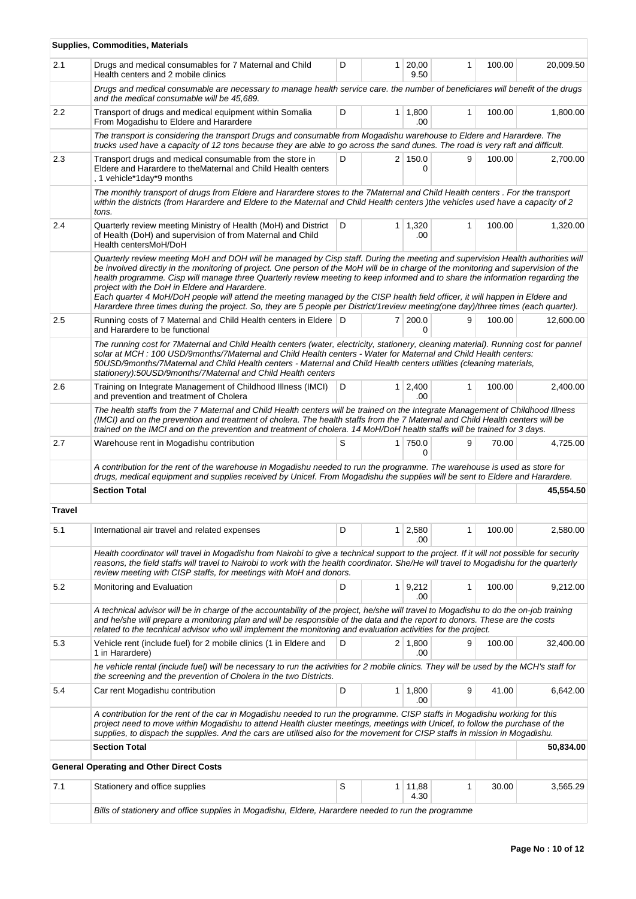| | Supplies, Commodities, Materials | | | | | | |
|---|---|---|---|---|---|---|---|
| 2.1 | Drugs and medical consumables for 7 Maternal and Child Health centers and 2 mobile clinics | D | 1 | 20,009.50 | 1 | 100.00 | 20,009.50 |
| | *Drugs and medical consumable are necessary to manage health service care. the number of beneficiares will benefit of the drugs and the medical consumable will be 45,689.* | | | | | | |
| 2.2 | Transport of drugs and medical equipment within Somalia From Mogadishu to Eldere and Harardere | D | 1 | 1,800.00 | 1 | 100.00 | 1,800.00 |
| | *The transport is considering the transport Drugs and consumable from Mogadishu warehouse to Eldere and Harardere. The trucks used have a capacity of 12 tons because they are able to go across the sand dunes. The road is very raft and difficult.* | | | | | | |
| 2.3 | Transport drugs and medical consumable from the store in Eldere and Harardere to theMaternal and Child Health centers , 1 vehicle*1day*9 months | D | 2 | 150.00 | 9 | 100.00 | 2,700.00 |
| | *The monthly transport of drugs from Eldere and Harardere stores to the 7Maternal and Child Health centers . For the transport within the districts (from Harardere and Eldere to the Maternal and Child Health centers )the vehicles used have a capacity of 2 tons.* | | | | | | |
| 2.4 | Quarterly review meeting Ministry of Health (MoH) and District of Health (DoH) and supervision of from Maternal and Child Health centersMoH/DoH | D | 1 | 1,320.00 | 1 | 100.00 | 1,320.00 |
| | *Quarterly review meeting MoH and DOH will be managed by Cisp staff. During the meeting and supervision Health authorities will be involved directly in the monitoring of project. One person of the MoH will be in charge of the monitoring and supervision of the health programme. Cisp will manage three Quarterly review meeting to keep informed and to share the information regarding the project with the DoH in Eldere and Harardere. Each quarter 4 MoH/DoH people will attend the meeting managed by the CISP health field officer, it will happen in Eldere and Harardere three times during the project. So, they are 5 people per District/1review meeting(one day)/three times (each quarter).* | | | | | | |
| 2.5 | Running costs of 7 Maternal and Child Health centers in Eldere and Harardere to be functional | D | 7 | 200.00 | 9 | 100.00 | 12,600.00 |
| | *The running cost for 7Maternal and Child Health centers (water, electricity, stationery, cleaning material). Running cost for pannel solar at MCH : 100 USD/9months/7Maternal and Child Health centers - Water for Maternal and Child Health centers: 50USD/9months/7Maternal and Child Health centers - Maternal and Child Health centers utilities (cleaning materials, stationery):50USD/9months/7Maternal and Child Health centers* | | | | | | |
| 2.6 | Training on Integrate Management of Childhood Illness (IMCI) and prevention and treatment of Cholera | D | 1 | 2,400.00 | 1 | 100.00 | 2,400.00 |
| | *The health staffs from the 7 Maternal and Child Health centers will be trained on the Integrate Management of Childhood Illness (IMCI) and on the prevention and treatment of cholera. The health staffs from the 7 Maternal and Child Health centers will be trained on the IMCI and on the prevention and treatment of cholera. 14 MoH/DoH health staffs will be trained for 3 days.* | | | | | | |
| 2.7 | Warehouse rent in Mogadishu contribution | S | 1 | 750.00 | 9 | 70.00 | 4,725.00 |
| | *A contribution for the rent of the warehouse in Mogadishu needed to run the programme. The warehouse is used as store for drugs, medical equipment and supplies received by Unicef. From Mogadishu the supplies will be sent to Eldere and Harardere.* | | | | | | |
| | **Section Total** | | | | | | **45,554.50** |
| **Travel** | | | | | | | |
| 5.1 | International air travel and related expenses | D | 1 | 2,580.00 | 1 | 100.00 | 2,580.00 |
| | *Health coordinator will travel in Mogadishu from Nairobi to give a technical support to the project. If it will not possible for security reasons, the field staffs will travel to Nairobi to work with the health coordinator. She/He will travel to Mogadishu for the quarterly review meeting with CISP staffs, for meetings with MoH and donors.* | | | | | | |
| 5.2 | Monitoring and Evaluation | D | 1 | 9,212.00 | 1 | 100.00 | 9,212.00 |
| | *A technical advisor will be in charge of the accountability of the project, he/she will travel to Mogadishu to do the on-job training and he/she will prepare a monitoring plan and will be responsible of the data and the report to donors. These are the costs related to the tecnhical advisor who will implement the monitoring and evaluation activities for the project.* | | | | | | |
| 5.3 | Vehicle rent (include fuel) for 2 mobile clinics (1 in Eldere and 1 in Harardere) | D | 2 | 1,800.00 | 9 | 100.00 | 32,400.00 |
| | *he vehicle rental (include fuel) will be necessary to run the activities for 2 mobile clinics. They will be used by the MCH's staff for the screening and the prevention of Cholera in the two Districts.* | | | | | | |
| 5.4 | Car rent Mogadishu contribution | D | 1 | 1,800.00 | 9 | 41.00 | 6,642.00 |
| | *A contribution for the rent of the car in Mogadishu needed to run the programme. CISP staffs in Mogadishu working for this project need to move within Mogadishu to attend Health cluster meetings, meetings with Unicef, to follow the purchase of the supplies, to dispach the supplies. And the cars are utilised also for the movement for CISP staffs in mission in Mogadishu.* | | | | | | |
| | **Section Total** | | | | | | **50,834.00** |
| **General Operating and Other Direct Costs** | | | | | | | |
| 7.1 | Stationery and office supplies | S | 1 | 11,884.30 | 1 | 30.00 | 3,565.29 |
| | *Bills of stationery and office supplies in Mogadishu, Eldere, Harardere needed to run the programme* | | | | | | |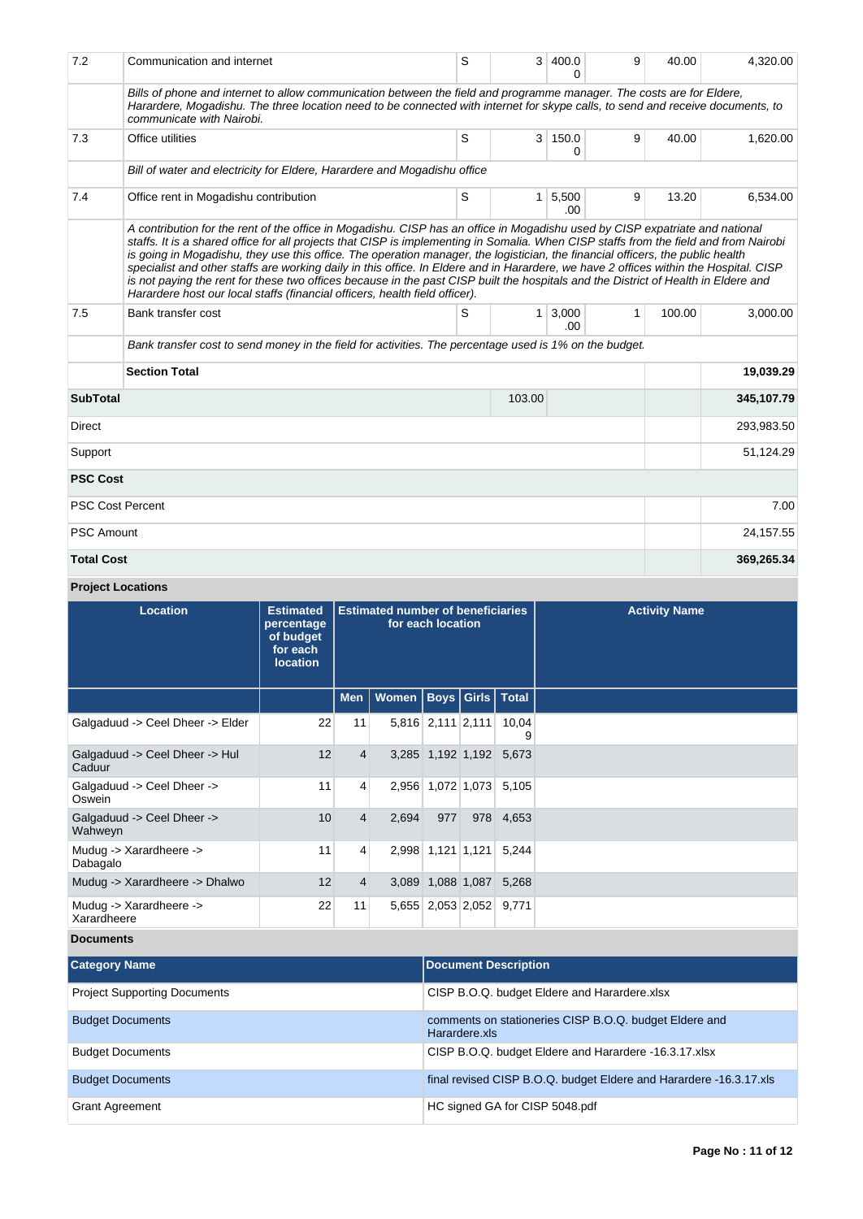| 7.2 | Communication and internet | S | 3 | 400.00 | 9 | 40.00 | 4,320.00 |
|---|---|---|---|---|---|---|---|
| | *Bills of phone and internet to allow communication between the field and programme manager. The costs are for Eldere, Hararedere, Mogadishu. The three location need to be connected with internet for skype calls, to send and receive documents, to communicate with Nairobi.* | | | | | | |
| 7.3 | Office utilities | S | 3 | 150.00 | 9 | 40.00 | 1,620.00 |
| | *Bill of water and electricity for Eldere, Harardere and Mogadishu office* | | | | | | |
| 7.4 | Office rent in Mogadishu contribution | S | 1 | 5,500.00 | 9 | 13.20 | 6,534.00 |
| | *A contribution for the rent of the office in Mogadishu. CISP has an office in Mogadishu used by CISP expatriate and national staffs. It is a shared office for all projects that CISP is implementing in Somalia. When CISP staffs from the field and from Nairobi is going in Mogadishu, they use this office. The operation manager, the logistician, the financial officers, the public health specialist and other staffs are working daily in this office. In Eldere and in Harardere, we have 2 offices within the Hospital. CISP is not paying the rent for these two offices because in the past CISP built the hospitals and the District of Health in Eldere and Harardere host our local staffs (financial officers, health field officer).* | | | | | | |
| 7.5 | Bank transfer cost | S | 1 | 3,000.00 | 1 | 100.00 | 3,000.00 |
| | *Bank transfer cost to send money in the field for activities. The percentage used is 1% on the budget.* | | | | | | |
| | **Section Total** | | | | | | **19,039.29** |
| **SubTotal** | | | 103.00 | | | | **345,107.79** |
| Direct | | | | | | | 293,983.50 |
| Support | | | | | | | 51,124.29 |
| **PSC Cost** | | | | | | | |
| PSC Cost Percent | | | | | | | 7.00 |
| PSC Amount | | | | | | | 24,157.55 |
| **Total Cost** | | | | | | | **369,265.34** |

**Project Locations**

| Location | Estimated percentage of budget for each location | Estimated number of beneficiaries for each location | | | | | Activity Name |
|---|---|---|---|---|---|---|---|
| | | Men | Women | Boys | Girls | Total | |
| Galgaduud -> Ceel Dheer -> Elder | 22 | 11 | 5,816 | 2,111 | 2,111 | 10,049 | |
| Galgaduud -> Ceel Dheer -> Hul Caduur | 12 | 4 | 3,285 | 1,192 | 1,192 | 5,673 | |
| Galgaduud -> Ceel Dheer -> Oswein | 11 | 4 | 2,956 | 1,072 | 1,073 | 5,105 | |
| Galgaduud -> Ceel Dheer -> Wahweyn | 10 | 4 | 2,694 | 977 | 978 | 4,653 | |
| Mudug -> Xarardheere -> Dabagalo | 11 | 4 | 2,998 | 1,121 | 1,121 | 5,244 | |
| Mudug -> Xarardheere -> Dhalwo | 12 | 4 | 3,089 | 1,088 | 1,087 | 5,268 | |
| Mudug -> Xarardheere -> Xarardheere | 22 | 11 | 5,655 | 2,053 | 2,052 | 9,771 | |

**Documents**

| Category Name | Document Description |
|---|---|
| Project Supporting Documents | CISP B.O.Q. budget Eldere and Harardere.xlsx |
| Budget Documents | comments on stationeries CISP B.O.Q. budget Eldere and Harardere.xls |
| Budget Documents | CISP B.O.Q. budget Eldere and Harardere -16.3.17.xlsx |
| Budget Documents | final revised CISP B.O.Q. budget Eldere and Harardere -16.3.17.xls |
| Grant Agreement | HC signed GA for CISP 5048.pdf |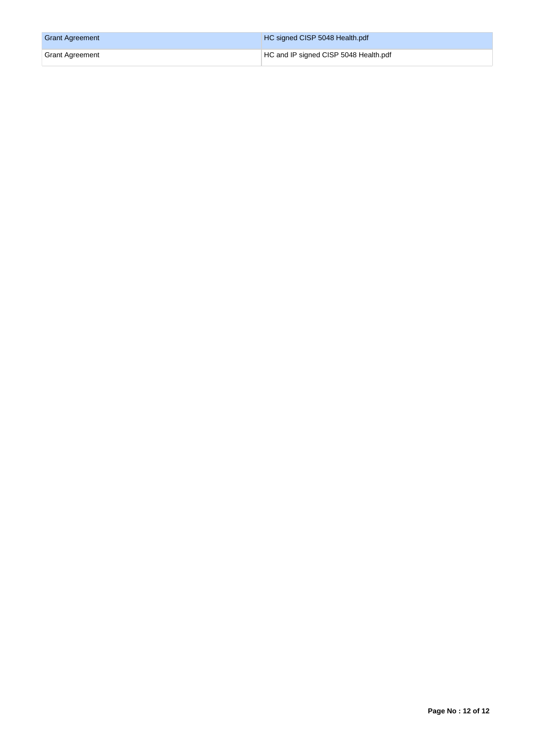| | |
|---|---|
| Grant Agreement | HC signed CISP 5048 Health.pdf |
| Grant Agreement | HC and IP signed CISP 5048 Health.pdf |